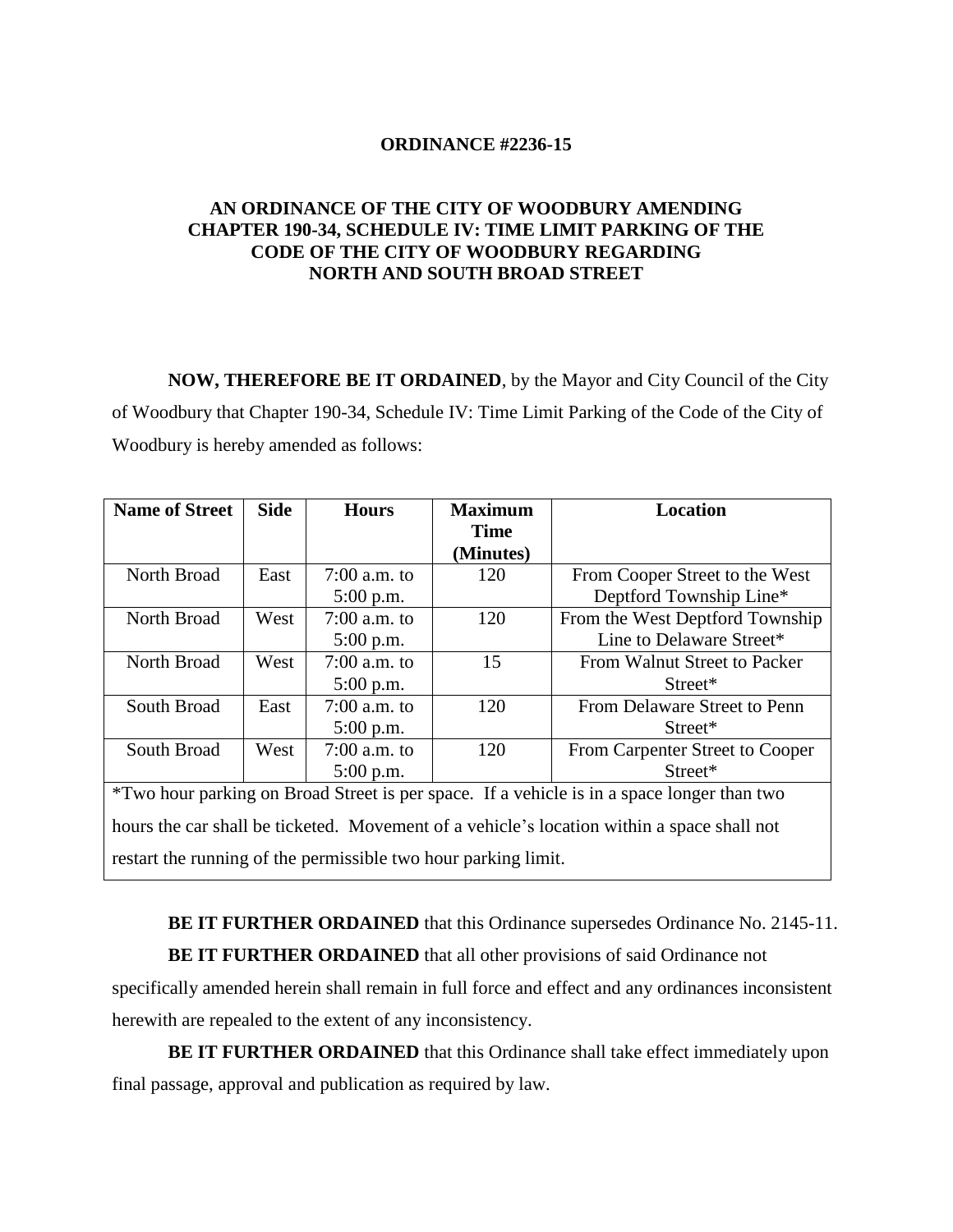# ORDINANCE #2236-15

## AN ORDINANCE OF THE CITY OF WOODBURY AMENDING CHAPTER 190-34, SCHEDULE IV: TIME LIMIT PARKING OF THE CODE OF THE CITY OF WOODBURY REGARDING NORTH AND SOUTH BROAD STREET

**NOW, THEREFORE BE IT ORDAINED**, by the Mayor and City Council of the City of Woodbury that Chapter 190-34, Schedule IV: Time Limit Parking of the Code of the City of Woodbury is hereby amended as follows:

| Name of Street | Side | Hours | Maximum Time (Minutes) | Location |
|---|---|---|---|---|
| North Broad | East | 7:00 a.m. to 5:00 p.m. | 120 | From Cooper Street to the West Deptford Township Line* |
| North Broad | West | 7:00 a.m. to 5:00 p.m. | 120 | From the West Deptford Township Line to Delaware Street* |
| North Broad | West | 7:00 a.m. to 5:00 p.m. | 15 | From Walnut Street to Packer Street* |
| South Broad | East | 7:00 a.m. to 5:00 p.m. | 120 | From Delaware Street to Penn Street* |
| South Broad | West | 7:00 a.m. to 5:00 p.m. | 120 | From Carpenter Street to Cooper Street* |

*Two hour parking on Broad Street is per space. If a vehicle is in a space longer than two hours the car shall be ticketed. Movement of a vehicle's location within a space shall not restart the running of the permissible two hour parking limit.

**BE IT FURTHER ORDAINED** that this Ordinance supersedes Ordinance No. 2145-11.

**BE IT FURTHER ORDAINED** that all other provisions of said Ordinance not specifically amended herein shall remain in full force and effect and any ordinances inconsistent herewith are repealed to the extent of any inconsistency.

**BE IT FURTHER ORDAINED** that this Ordinance shall take effect immediately upon final passage, approval and publication as required by law.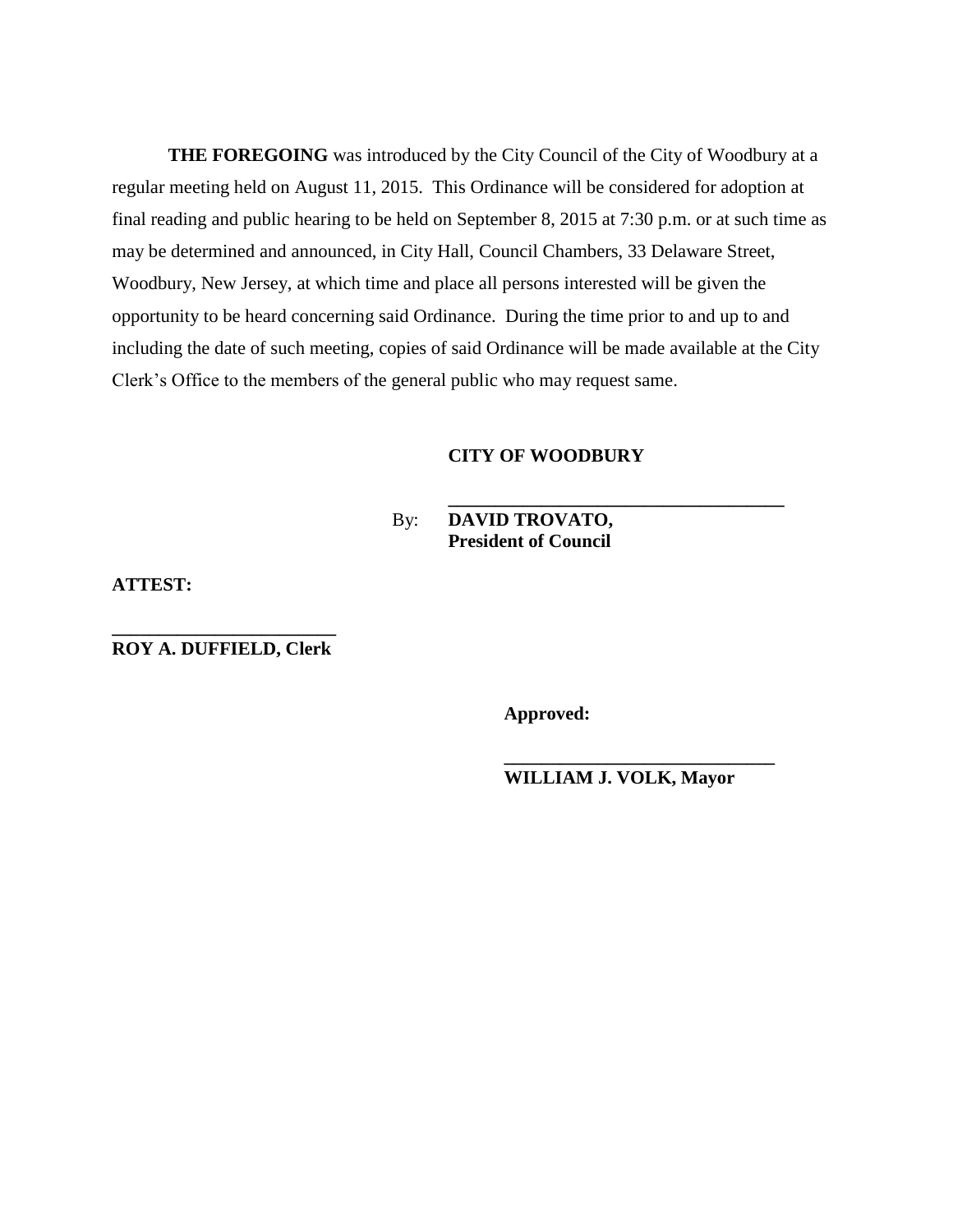**THE FOREGOING** was introduced by the City Council of the City of Woodbury at a regular meeting held on August 11, 2015. This Ordinance will be considered for adoption at final reading and public hearing to be held on September 8, 2015 at 7:30 p.m. or at such time as may be determined and announced, in City Hall, Council Chambers, 33 Delaware Street, Woodbury, New Jersey, at which time and place all persons interested will be given the opportunity to be heard concerning said Ordinance. During the time prior to and up to and including the date of such meeting, copies of said Ordinance will be made available at the City Clerk's Office to the members of the general public who may request same.

**CITY OF WOODBURY**

By: ____________________________________
**DAVID TROVATO,**
**President of Council**

**ATTEST:**

________________________
**ROY A. DUFFIELD, Clerk**

**Approved:**

_____________________________
**WILLIAM J. VOLK, Mayor**